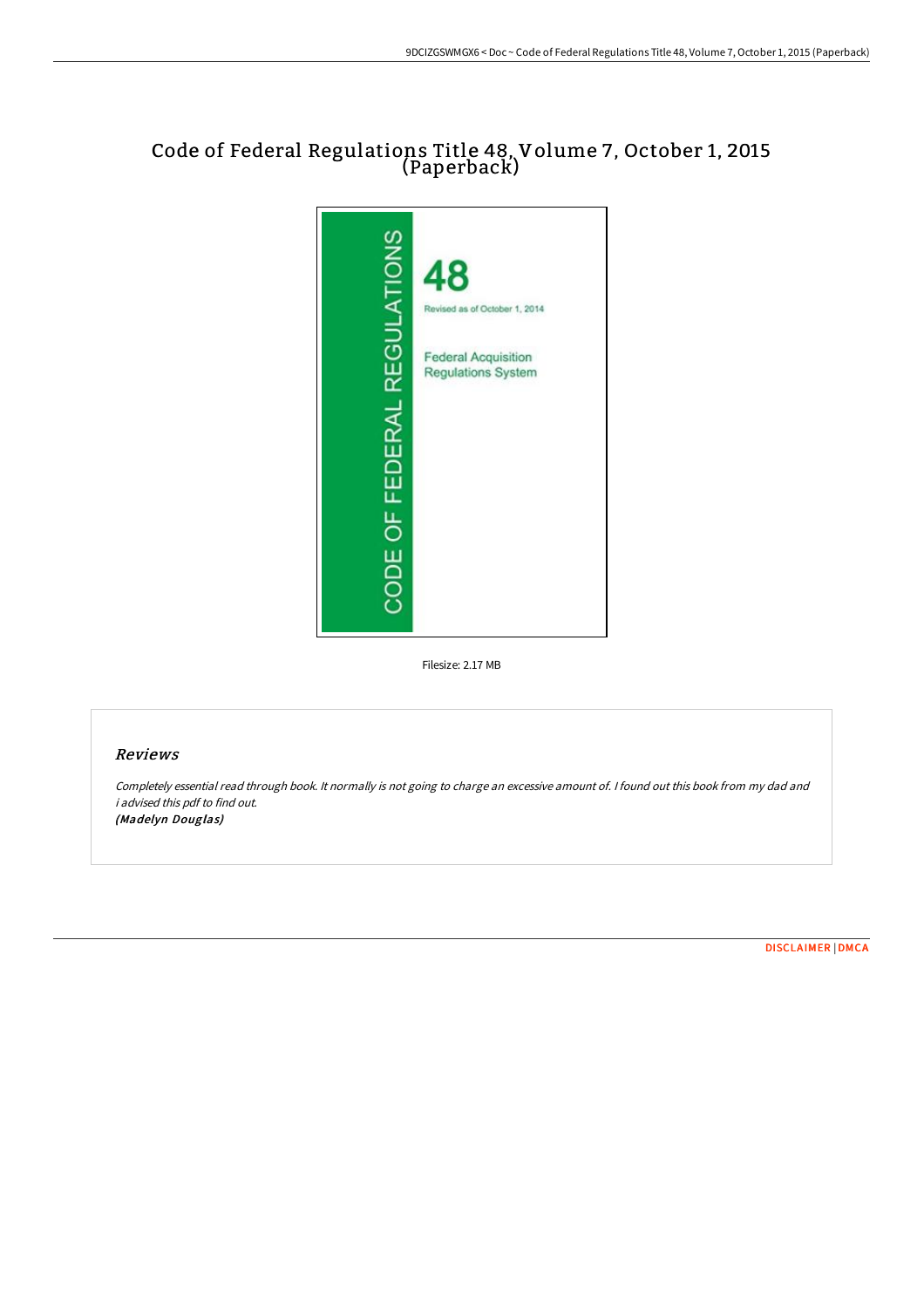# Code of Federal Regulations Title 48, Volume 7, October 1, 2015 (Paperback)

Filesize: 2.17 MB

## Reviews

*Completely essential read through book. It normally is not going to charge an excessive amount of. I found out this book from my dad and i advised this pdf to find out.*
***(Madelyn Douglas)***

DISCLAIMER | DMCA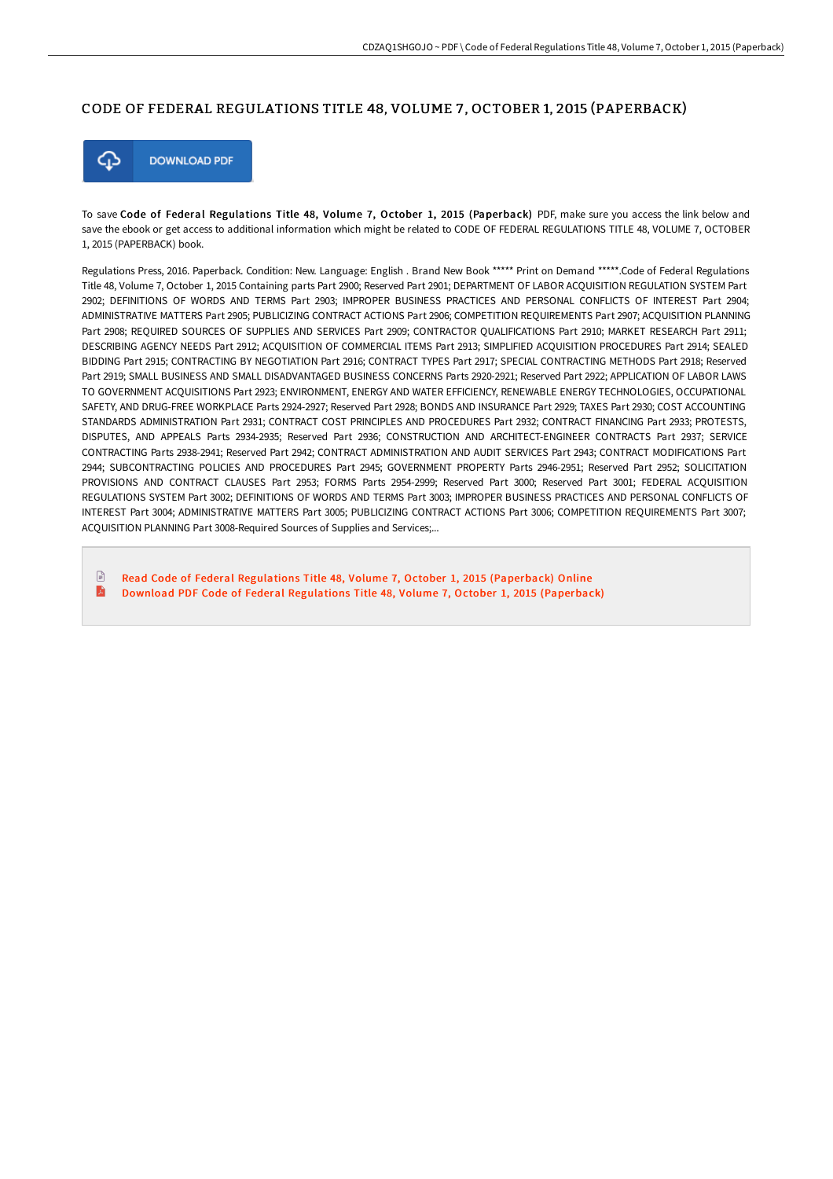# CODE OF FEDERAL REGULATIONS TITLE 48, VOLUME 7, OCTOBER 1, 2015 (PAPERBACK)

DOWNLOAD PDF

To save **Code of Federal Regulations Title 48, Volume 7, October 1, 2015 (Paperback)** PDF, make sure you access the link below and save the ebook or get access to additional information which might be related to CODE OF FEDERAL REGULATIONS TITLE 48, VOLUME 7, OCTOBER 1, 2015 (PAPERBACK) book.

Regulations Press, 2016. Paperback. Condition: New. Language: English . Brand New Book ***** Print on Demand *****.Code of Federal Regulations Title 48, Volume 7, October 1, 2015 Containing parts Part 2900; Reserved Part 2901; DEPARTMENT OF LABOR ACQUISITION REGULATION SYSTEM Part 2902; DEFINITIONS OF WORDS AND TERMS Part 2903; IMPROPER BUSINESS PRACTICES AND PERSONAL CONFLICTS OF INTEREST Part 2904; ADMINISTRATIVE MATTERS Part 2905; PUBLICIZING CONTRACT ACTIONS Part 2906; COMPETITION REQUIREMENTS Part 2907; ACQUISITION PLANNING Part 2908; REQUIRED SOURCES OF SUPPLIES AND SERVICES Part 2909; CONTRACTOR QUALIFICATIONS Part 2910; MARKET RESEARCH Part 2911; DESCRIBING AGENCY NEEDS Part 2912; ACQUISITION OF COMMERCIAL ITEMS Part 2913; SIMPLIFIED ACQUISITION PROCEDURES Part 2914; SEALED BIDDING Part 2915; CONTRACTING BY NEGOTIATION Part 2916; CONTRACT TYPES Part 2917; SPECIAL CONTRACTING METHODS Part 2918; Reserved Part 2919; SMALL BUSINESS AND SMALL DISADVANTAGED BUSINESS CONCERNS Parts 2920-2921; Reserved Part 2922; APPLICATION OF LABOR LAWS TO GOVERNMENT ACQUISITIONS Part 2923; ENVIRONMENT, ENERGY AND WATER EFFICIENCY, RENEWABLE ENERGY TECHNOLOGIES, OCCUPATIONAL SAFETY, AND DRUG-FREE WORKPLACE Parts 2924-2927; Reserved Part 2928; BONDS AND INSURANCE Part 2929; TAXES Part 2930; COST ACCOUNTING STANDARDS ADMINISTRATION Part 2931; CONTRACT COST PRINCIPLES AND PROCEDURES Part 2932; CONTRACT FINANCING Part 2933; PROTESTS, DISPUTES, AND APPEALS Parts 2934-2935; Reserved Part 2936; CONSTRUCTION AND ARCHITECT-ENGINEER CONTRACTS Part 2937; SERVICE CONTRACTING Parts 2938-2941; Reserved Part 2942; CONTRACT ADMINISTRATION AND AUDIT SERVICES Part 2943; CONTRACT MODIFICATIONS Part 2944; SUBCONTRACTING POLICIES AND PROCEDURES Part 2945; GOVERNMENT PROPERTY Parts 2946-2951; Reserved Part 2952; SOLICITATION PROVISIONS AND CONTRACT CLAUSES Part 2953; FORMS Parts 2954-2999; Reserved Part 3000; Reserved Part 3001; FEDERAL ACQUISITION REGULATIONS SYSTEM Part 3002; DEFINITIONS OF WORDS AND TERMS Part 3003; IMPROPER BUSINESS PRACTICES AND PERSONAL CONFLICTS OF INTEREST Part 3004; ADMINISTRATIVE MATTERS Part 3005; PUBLICIZING CONTRACT ACTIONS Part 3006; COMPETITION REQUIREMENTS Part 3007; ACQUISITION PLANNING Part 3008-Required Sources of Supplies and Services;...

- Read Code of Federal Regulations Title 48, Volume 7, October 1, 2015 (Paperback) Online
- Download PDF Code of Federal Regulations Title 48, Volume 7, October 1, 2015 (Paperback)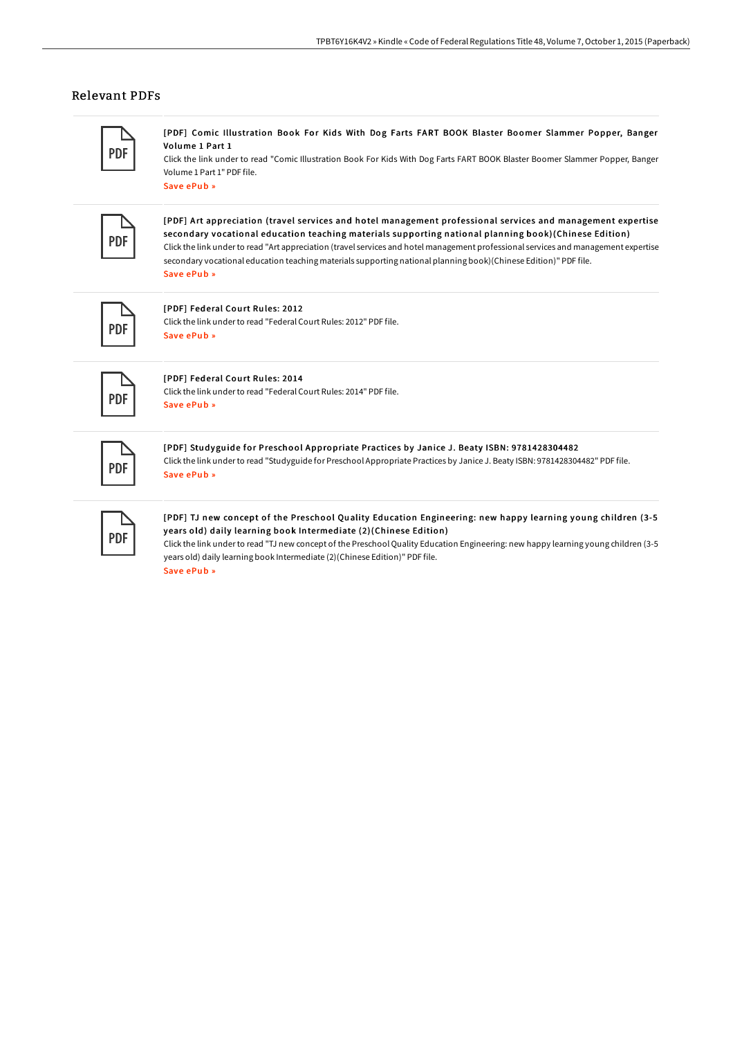## Relevant PDFs

**[PDF] Comic Illustration Book For Kids With Dog Farts FART BOOK Blaster Boomer Slammer Popper, Banger Volume 1 Part 1**

Click the link under to read "Comic Illustration Book For Kids With Dog Farts FART BOOK Blaster Boomer Slammer Popper, Banger Volume 1 Part 1" PDF file.

Save ePub »

**[PDF] Art appreciation (travel services and hotel management professional services and management expertise secondary vocational education teaching materials supporting national planning book)(Chinese Edition)**

Click the link under to read "Art appreciation (travel services and hotel management professional services and management expertise secondary vocational education teaching materials supporting national planning book)(Chinese Edition)" PDF file.

Save ePub »

**[PDF] Federal Court Rules: 2012**

Click the link under to read "Federal Court Rules: 2012" PDF file.

Save ePub »

**[PDF] Federal Court Rules: 2014**

Click the link under to read "Federal Court Rules: 2014" PDF file.

Save ePub »

**[PDF] Studyguide for Preschool Appropriate Practices by Janice J. Beaty ISBN: 9781428304482**

Click the link under to read "Studyguide for Preschool Appropriate Practices by Janice J. Beaty ISBN: 9781428304482" PDF file.

Save ePub »

**[PDF] TJ new concept of the Preschool Quality Education Engineering: new happy learning young children (3-5 years old) daily learning book Intermediate (2)(Chinese Edition)**

Click the link under to read "TJ new concept of the Preschool Quality Education Engineering: new happy learning young children (3-5 years old) daily learning book Intermediate (2)(Chinese Edition)" PDF file.

Save ePub »